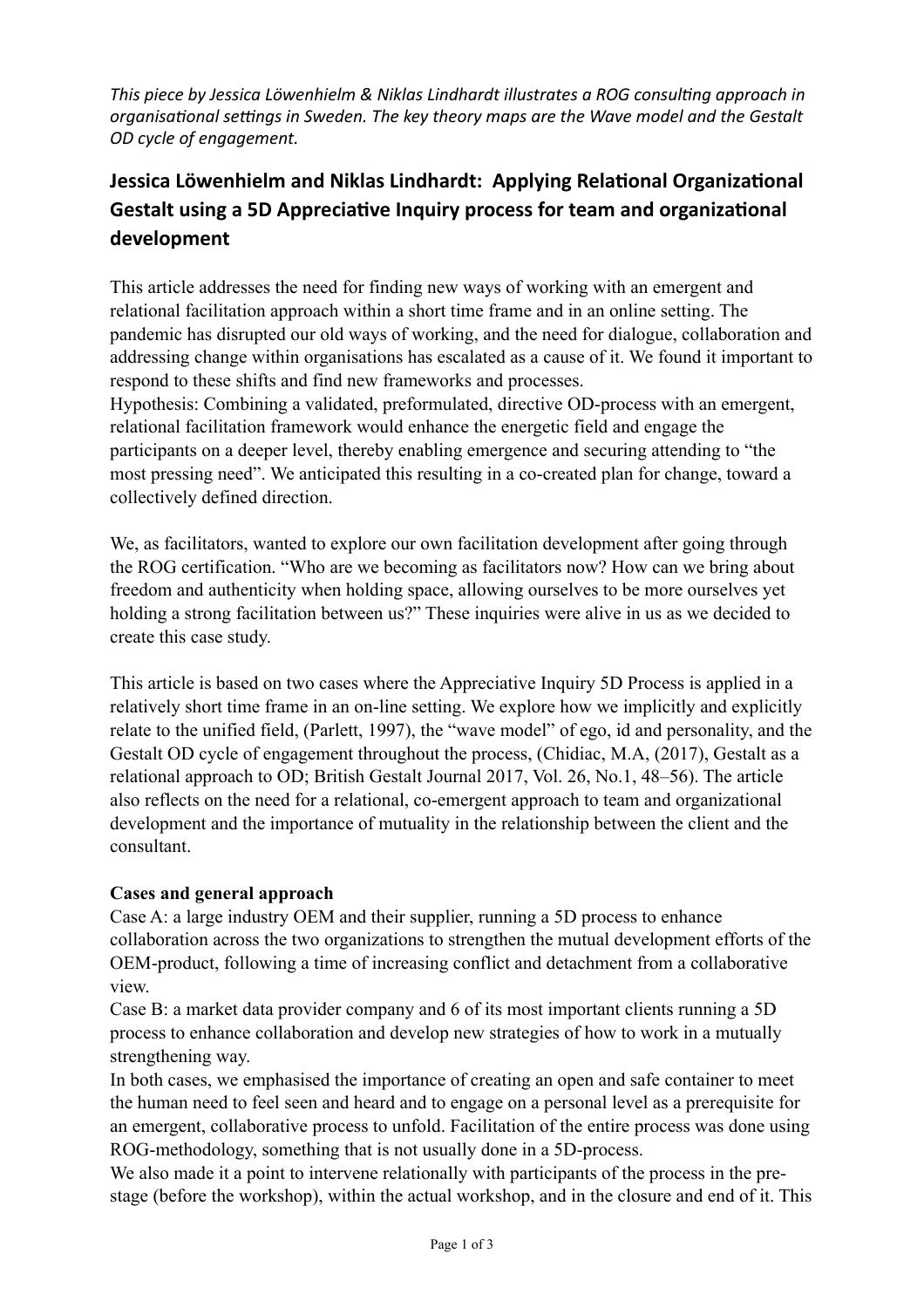*This piece by Jessica Löwenhielm & Niklas Lindhardt illustrates a ROG consulting approach in organisational settings in Sweden. The key theory maps are the Wave model and the Gestalt OD cycle of engagement.*

## Jessica Löwenhielm and Niklas Lindhardt: Applying Relational Organizational Gestalt using a 5D Appreciative Inquiry process for team and organizational development

This article addresses the need for finding new ways of working with an emergent and relational facilitation approach within a short time frame and in an online setting. The pandemic has disrupted our old ways of working, and the need for dialogue, collaboration and addressing change within organisations has escalated as a cause of it. We found it important to respond to these shifts and find new frameworks and processes.
Hypothesis: Combining a validated, preformulated, directive OD-process with an emergent, relational facilitation framework would enhance the energetic field and engage the participants on a deeper level, thereby enabling emergence and securing attending to "the most pressing need". We anticipated this resulting in a co-created plan for change, toward a collectively defined direction.

We, as facilitators, wanted to explore our own facilitation development after going through the ROG certification. "Who are we becoming as facilitators now? How can we bring about freedom and authenticity when holding space, allowing ourselves to be more ourselves yet holding a strong facilitation between us?" These inquiries were alive in us as we decided to create this case study.

This article is based on two cases where the Appreciative Inquiry 5D Process is applied in a relatively short time frame in an on-line setting. We explore how we implicitly and explicitly relate to the unified field, (Parlett, 1997), the "wave model" of ego, id and personality, and the Gestalt OD cycle of engagement throughout the process, (Chidiac, M.A, (2017), Gestalt as a relational approach to OD; British Gestalt Journal 2017, Vol. 26, No.1, 48–56). The article also reflects on the need for a relational, co-emergent approach to team and organizational development and the importance of mutuality in the relationship between the client and the consultant.

**Cases and general approach**
Case A: a large industry OEM and their supplier, running a 5D process to enhance collaboration across the two organizations to strengthen the mutual development efforts of the OEM-product, following a time of increasing conflict and detachment from a collaborative view.
Case B: a market data provider company and 6 of its most important clients running a 5D process to enhance collaboration and develop new strategies of how to work in a mutually strengthening way.
In both cases, we emphasised the importance of creating an open and safe container to meet the human need to feel seen and heard and to engage on a personal level as a prerequisite for an emergent, collaborative process to unfold. Facilitation of the entire process was done using ROG-methodology, something that is not usually done in a 5D-process.
We also made it a point to intervene relationally with participants of the process in the pre-stage (before the workshop), within the actual workshop, and in the closure and end of it. This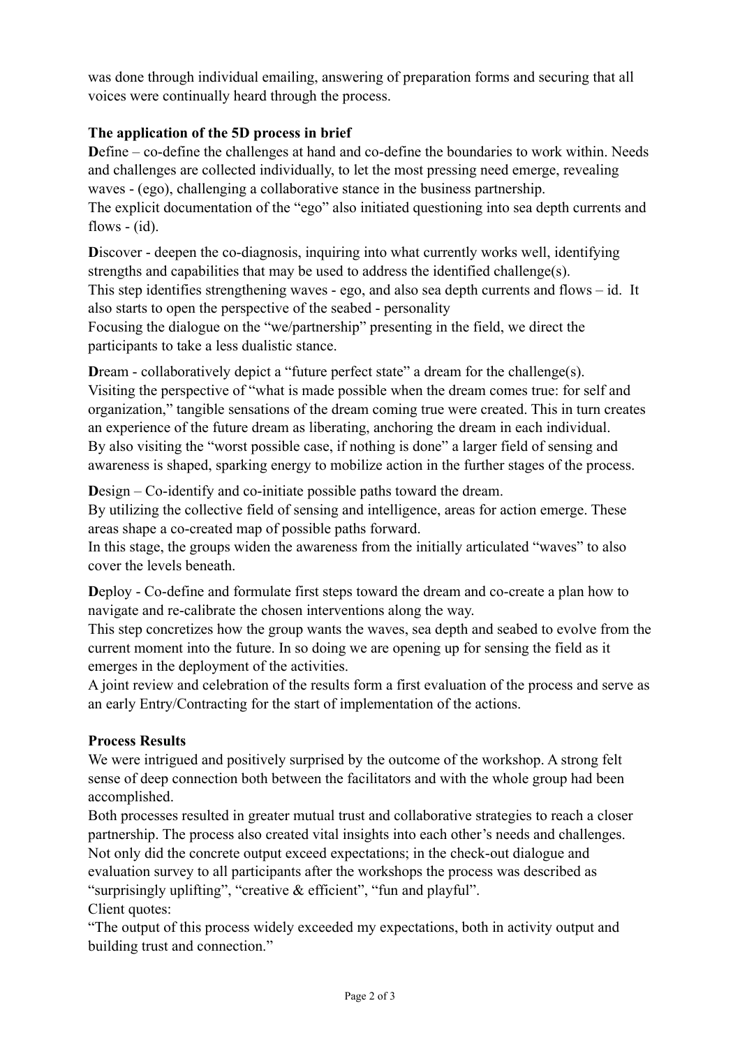was done through individual emailing, answering of preparation forms and securing that all voices were continually heard through the process.

**The application of the 5D process in brief**

**D**efine – co-define the challenges at hand and co-define the boundaries to work within. Needs and challenges are collected individually, to let the most pressing need emerge, revealing waves - (ego), challenging a collaborative stance in the business partnership.
The explicit documentation of the "ego" also initiated questioning into sea depth currents and flows - (id).

**D**iscover - deepen the co-diagnosis, inquiring into what currently works well, identifying strengths and capabilities that may be used to address the identified challenge(s).
This step identifies strengthening waves - ego, and also sea depth currents and flows – id. It also starts to open the perspective of the seabed - personality
Focusing the dialogue on the "we/partnership" presenting in the field, we direct the participants to take a less dualistic stance.

**D**ream - collaboratively depict a "future perfect state" a dream for the challenge(s).
Visiting the perspective of "what is made possible when the dream comes true: for self and organization," tangible sensations of the dream coming true were created. This in turn creates an experience of the future dream as liberating, anchoring the dream in each individual.
By also visiting the "worst possible case, if nothing is done" a larger field of sensing and awareness is shaped, sparking energy to mobilize action in the further stages of the process.

**D**esign – Co-identify and co-initiate possible paths toward the dream.
By utilizing the collective field of sensing and intelligence, areas for action emerge. These areas shape a co-created map of possible paths forward.
In this stage, the groups widen the awareness from the initially articulated "waves" to also cover the levels beneath.

**D**eploy - Co-define and formulate first steps toward the dream and co-create a plan how to navigate and re-calibrate the chosen interventions along the way.
This step concretizes how the group wants the waves, sea depth and seabed to evolve from the current moment into the future. In so doing we are opening up for sensing the field as it emerges in the deployment of the activities.
A joint review and celebration of the results form a first evaluation of the process and serve as an early Entry/Contracting for the start of implementation of the actions.

**Process Results**

We were intrigued and positively surprised by the outcome of the workshop. A strong felt sense of deep connection both between the facilitators and with the whole group had been accomplished.
Both processes resulted in greater mutual trust and collaborative strategies to reach a closer partnership. The process also created vital insights into each other's needs and challenges. Not only did the concrete output exceed expectations; in the check-out dialogue and evaluation survey to all participants after the workshops the process was described as "surprisingly uplifting", "creative & efficient", "fun and playful".
Client quotes:
"The output of this process widely exceeded my expectations, both in activity output and building trust and connection."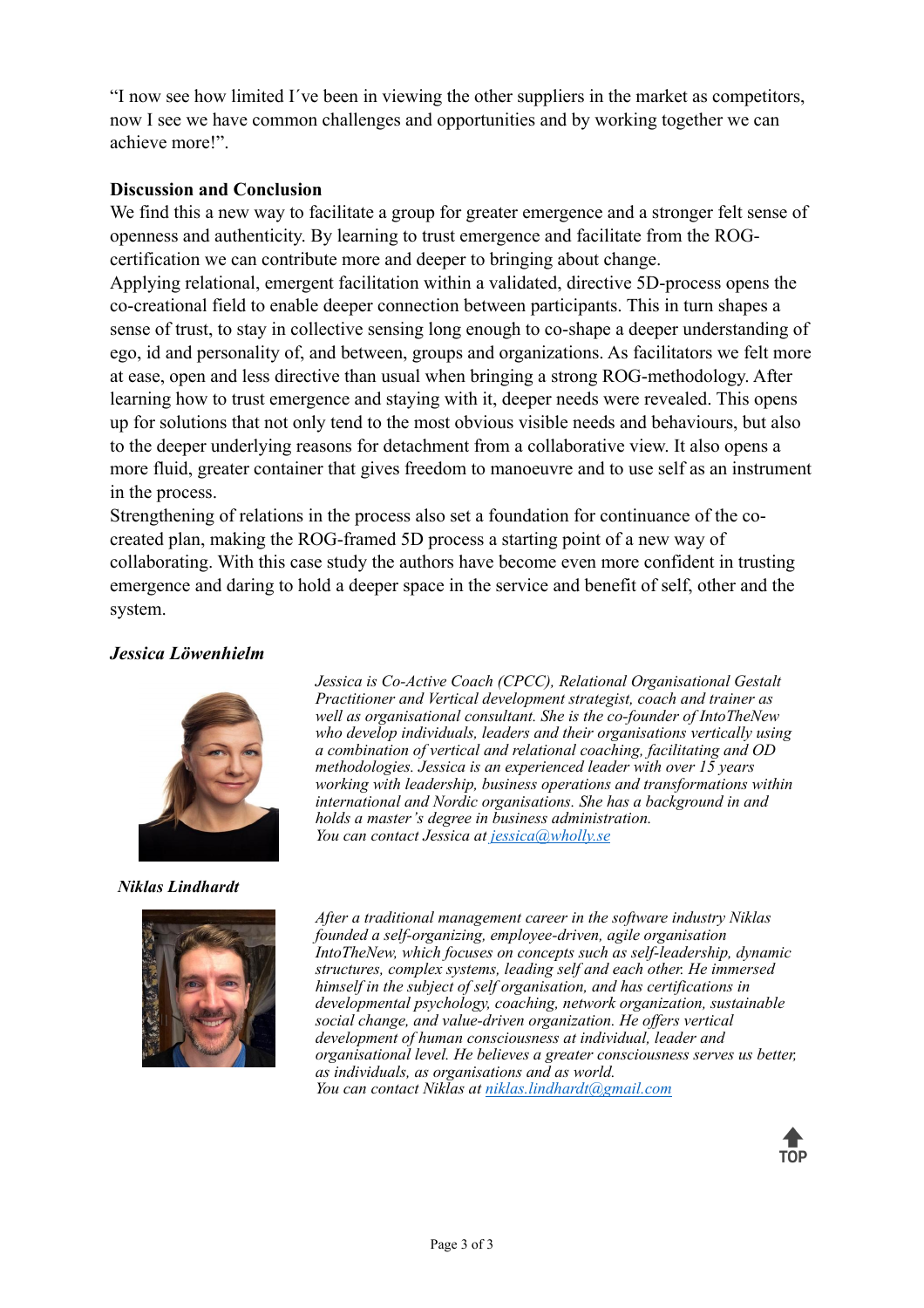"I now see how limited I´ve been in viewing the other suppliers in the market as competitors, now I see we have common challenges and opportunities and by working together we can achieve more!".

**Discussion and Conclusion**

We find this a new way to facilitate a group for greater emergence and a stronger felt sense of openness and authenticity. By learning to trust emergence and facilitate from the ROG-certification we can contribute more and deeper to bringing about change.

Applying relational, emergent facilitation within a validated, directive 5D-process opens the co-creational field to enable deeper connection between participants. This in turn shapes a sense of trust, to stay in collective sensing long enough to co-shape a deeper understanding of ego, id and personality of, and between, groups and organizations. As facilitators we felt more at ease, open and less directive than usual when bringing a strong ROG-methodology. After learning how to trust emergence and staying with it, deeper needs were revealed. This opens up for solutions that not only tend to the most obvious visible needs and behaviours, but also to the deeper underlying reasons for detachment from a collaborative view. It also opens a more fluid, greater container that gives freedom to manoeuvre and to use self as an instrument in the process.

Strengthening of relations in the process also set a foundation for continuance of the co-created plan, making the ROG-framed 5D process a starting point of a new way of collaborating. With this case study the authors have become even more confident in trusting emergence and daring to hold a deeper space in the service and benefit of self, other and the system.

***Jessica Löwenhielm***

*Jessica is Co-Active Coach (CPCC), Relational Organisational Gestalt Practitioner and Vertical development strategist, coach and trainer as well as organisational consultant. She is the co-founder of IntoTheNew who develop individuals, leaders and their organisations vertically using a combination of vertical and relational coaching, facilitating and OD methodologies. Jessica is an experienced leader with over 15 years working with leadership, business operations and transformations within international and Nordic organisations. She has a background in and holds a master's degree in business administration.*
*You can contact Jessica at [jessica@wholly.se](mailto:jessica@wholly.se)*

***Niklas Lindhardt***

*After a traditional management career in the software industry Niklas founded a self-organizing, employee-driven, agile organisation IntoTheNew, which focuses on concepts such as self-leadership, dynamic structures, complex systems, leading self and each other. He immersed himself in the subject of self organisation, and has certifications in developmental psychology, coaching, network organization, sustainable social change, and value-driven organization. He offers vertical development of human consciousness at individual, leader and organisational level. He believes a greater consciousness serves us better, as individuals, as organisations and as world.*
*You can contact Niklas at [niklas.lindhardt@gmail.com](mailto:niklas.lindhardt@gmail.com)*